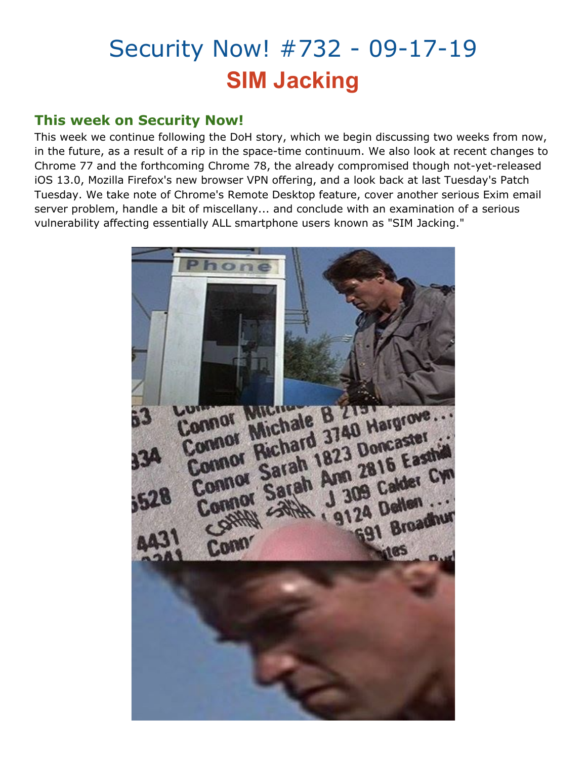# Security Now! #732 - 09-17-19
## SIM Jacking

### This week on Security Now!

This week we continue following the DoH story, which we begin discussing two weeks from now, in the future, as a result of a rip in the space-time continuum. We also look at recent changes to Chrome 77 and the forthcoming Chrome 78, the already compromised though not-yet-released iOS 13.0, Mozilla Firefox's new browser VPN offering, and a look back at last Tuesday's Patch Tuesday. We take note of Chrome's Remote Desktop feature, cover another serious Exim email server problem, handle a bit of miscellany... and conclude with an examination of a serious vulnerability affecting essentially ALL smartphone users known as "SIM Jacking."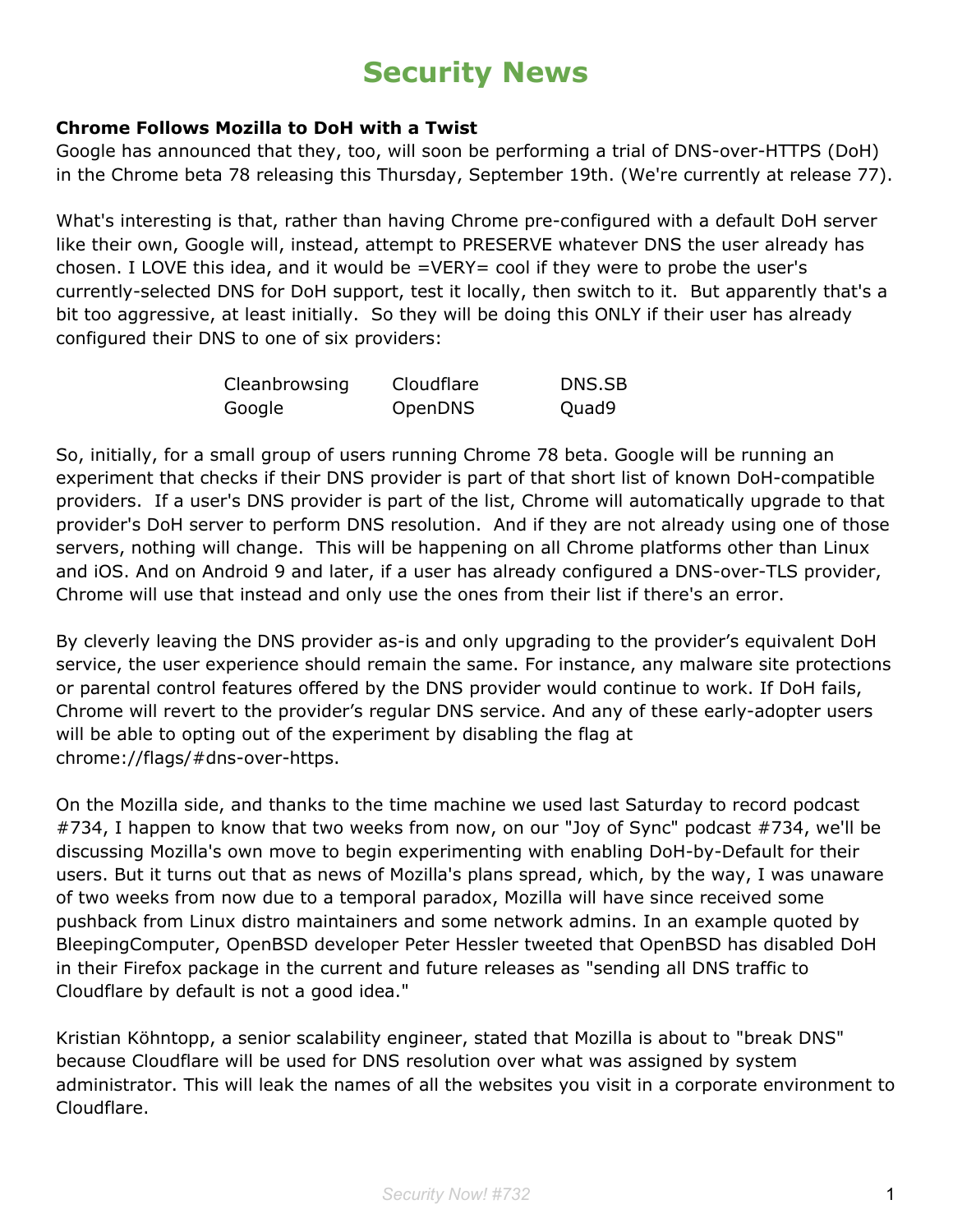# Security News

**Chrome Follows Mozilla to DoH with a Twist**

Google has announced that they, too, will soon be performing a trial of DNS-over-HTTPS (DoH) in the Chrome beta 78 releasing this Thursday, September 19th. (We're currently at release 77).

What's interesting is that, rather than having Chrome pre-configured with a default DoH server like their own, Google will, instead, attempt to PRESERVE whatever DNS the user already has chosen. I LOVE this idea, and it would be =VERY= cool if they were to probe the user's currently-selected DNS for DoH support, test it locally, then switch to it. But apparently that's a bit too aggressive, at least initially. So they will be doing this ONLY if their user has already configured their DNS to one of six providers:

| | | |
|---|---|---|
| Cleanbrowsing | Cloudflare | DNS.SB |
| Google | OpenDNS | Quad9 |

So, initially, for a small group of users running Chrome 78 beta. Google will be running an experiment that checks if their DNS provider is part of that short list of known DoH-compatible providers. If a user's DNS provider is part of the list, Chrome will automatically upgrade to that provider's DoH server to perform DNS resolution. And if they are not already using one of those servers, nothing will change. This will be happening on all Chrome platforms other than Linux and iOS. And on Android 9 and later, if a user has already configured a DNS-over-TLS provider, Chrome will use that instead and only use the ones from their list if there's an error.

By cleverly leaving the DNS provider as-is and only upgrading to the provider's equivalent DoH service, the user experience should remain the same. For instance, any malware site protections or parental control features offered by the DNS provider would continue to work. If DoH fails, Chrome will revert to the provider's regular DNS service. And any of these early-adopter users will be able to opting out of the experiment by disabling the flag at chrome://flags/#dns-over-https.

On the Mozilla side, and thanks to the time machine we used last Saturday to record podcast #734, I happen to know that two weeks from now, on our "Joy of Sync" podcast #734, we'll be discussing Mozilla's own move to begin experimenting with enabling DoH-by-Default for their users. But it turns out that as news of Mozilla's plans spread, which, by the way, I was unaware of two weeks from now due to a temporal paradox, Mozilla will have since received some pushback from Linux distro maintainers and some network admins. In an example quoted by BleepingComputer, OpenBSD developer Peter Hessler tweeted that OpenBSD has disabled DoH in their Firefox package in the current and future releases as "sending all DNS traffic to Cloudflare by default is not a good idea."

Kristian Köhntopp, a senior scalability engineer, stated that Mozilla is about to "break DNS" because Cloudflare will be used for DNS resolution over what was assigned by system administrator. This will leak the names of all the websites you visit in a corporate environment to Cloudflare.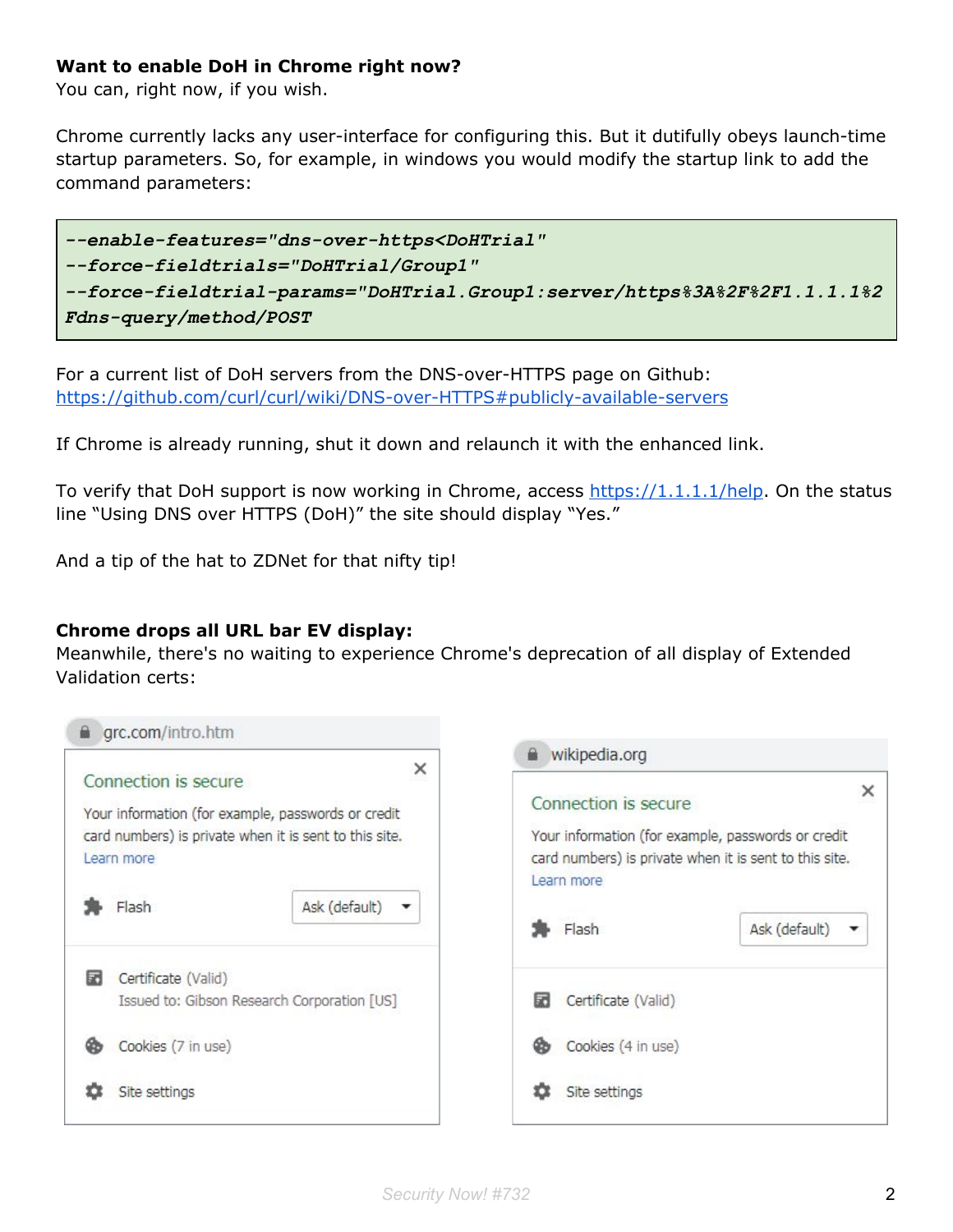**Want to enable DoH in Chrome right now?**
You can, right now, if you wish.

Chrome currently lacks any user-interface for configuring this. But it dutifully obeys launch-time startup parameters. So, for example, in windows you would modify the startup link to add the command parameters:

```
--enable-features="dns-over-https<DoHTrial"
--force-fieldtrials="DoHTrial/Group1"
--force-fieldtrial-params="DoHTrial.Group1:server/https%3A%2F%2F1.1.1.1%2Fdns-query/method/POST
```

For a current list of DoH servers from the DNS-over-HTTPS page on Github:
https://github.com/curl/curl/wiki/DNS-over-HTTPS#publicly-available-servers

If Chrome is already running, shut it down and relaunch it with the enhanced link.

To verify that DoH support is now working in Chrome, access https://1.1.1.1/help. On the status line "Using DNS over HTTPS (DoH)" the site should display "Yes."

And a tip of the hat to ZDNet for that nifty tip!

**Chrome drops all URL bar EV display:**
Meanwhile, there's no waiting to experience Chrome's deprecation of all display of Extended Validation certs:

grc.com/intro.htm

Connection is secure

Your information (for example, passwords or credit card numbers) is private when it is sent to this site.
Learn more

Flash — Ask (default)

Certificate (Valid)
Issued to: Gibson Research Corporation [US]

Cookies (7 in use)

Site settings

wikipedia.org

Connection is secure

Your information (for example, passwords or credit card numbers) is private when it is sent to this site.
Learn more

Flash — Ask (default)

Certificate (Valid)

Cookies (4 in use)

Site settings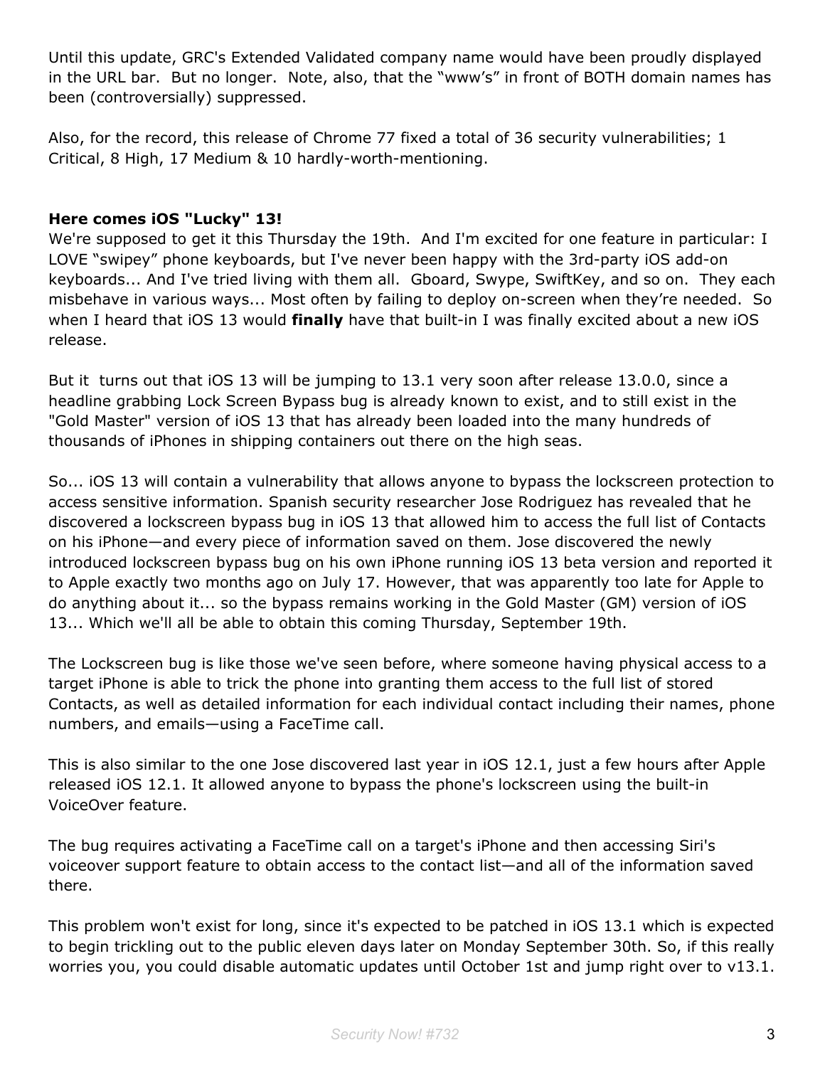Until this update, GRC's Extended Validated company name would have been proudly displayed in the URL bar. But no longer. Note, also, that the “www's” in front of BOTH domain names has been (controversially) suppressed.

Also, for the record, this release of Chrome 77 fixed a total of 36 security vulnerabilities; 1 Critical, 8 High, 17 Medium & 10 hardly-worth-mentioning.

**Here comes iOS "Lucky" 13!**

We're supposed to get it this Thursday the 19th. And I'm excited for one feature in particular: I LOVE “swipey” phone keyboards, but I've never been happy with the 3rd-party iOS add-on keyboards... And I've tried living with them all. Gboard, Swype, SwiftKey, and so on. They each misbehave in various ways... Most often by failing to deploy on-screen when they're needed. So when I heard that iOS 13 would **finally** have that built-in I was finally excited about a new iOS release.

But it turns out that iOS 13 will be jumping to 13.1 very soon after release 13.0.0, since a headline grabbing Lock Screen Bypass bug is already known to exist, and to still exist in the "Gold Master" version of iOS 13 that has already been loaded into the many hundreds of thousands of iPhones in shipping containers out there on the high seas.

So... iOS 13 will contain a vulnerability that allows anyone to bypass the lockscreen protection to access sensitive information. Spanish security researcher Jose Rodriguez has revealed that he discovered a lockscreen bypass bug in iOS 13 that allowed him to access the full list of Contacts on his iPhone—and every piece of information saved on them. Jose discovered the newly introduced lockscreen bypass bug on his own iPhone running iOS 13 beta version and reported it to Apple exactly two months ago on July 17. However, that was apparently too late for Apple to do anything about it... so the bypass remains working in the Gold Master (GM) version of iOS 13... Which we'll all be able to obtain this coming Thursday, September 19th.

The Lockscreen bug is like those we've seen before, where someone having physical access to a target iPhone is able to trick the phone into granting them access to the full list of stored Contacts, as well as detailed information for each individual contact including their names, phone numbers, and emails—using a FaceTime call.

This is also similar to the one Jose discovered last year in iOS 12.1, just a few hours after Apple released iOS 12.1. It allowed anyone to bypass the phone's lockscreen using the built-in VoiceOver feature.

The bug requires activating a FaceTime call on a target's iPhone and then accessing Siri's voiceover support feature to obtain access to the contact list—and all of the information saved there.

This problem won't exist for long, since it's expected to be patched in iOS 13.1 which is expected to begin trickling out to the public eleven days later on Monday September 30th. So, if this really worries you, you could disable automatic updates until October 1st and jump right over to v13.1.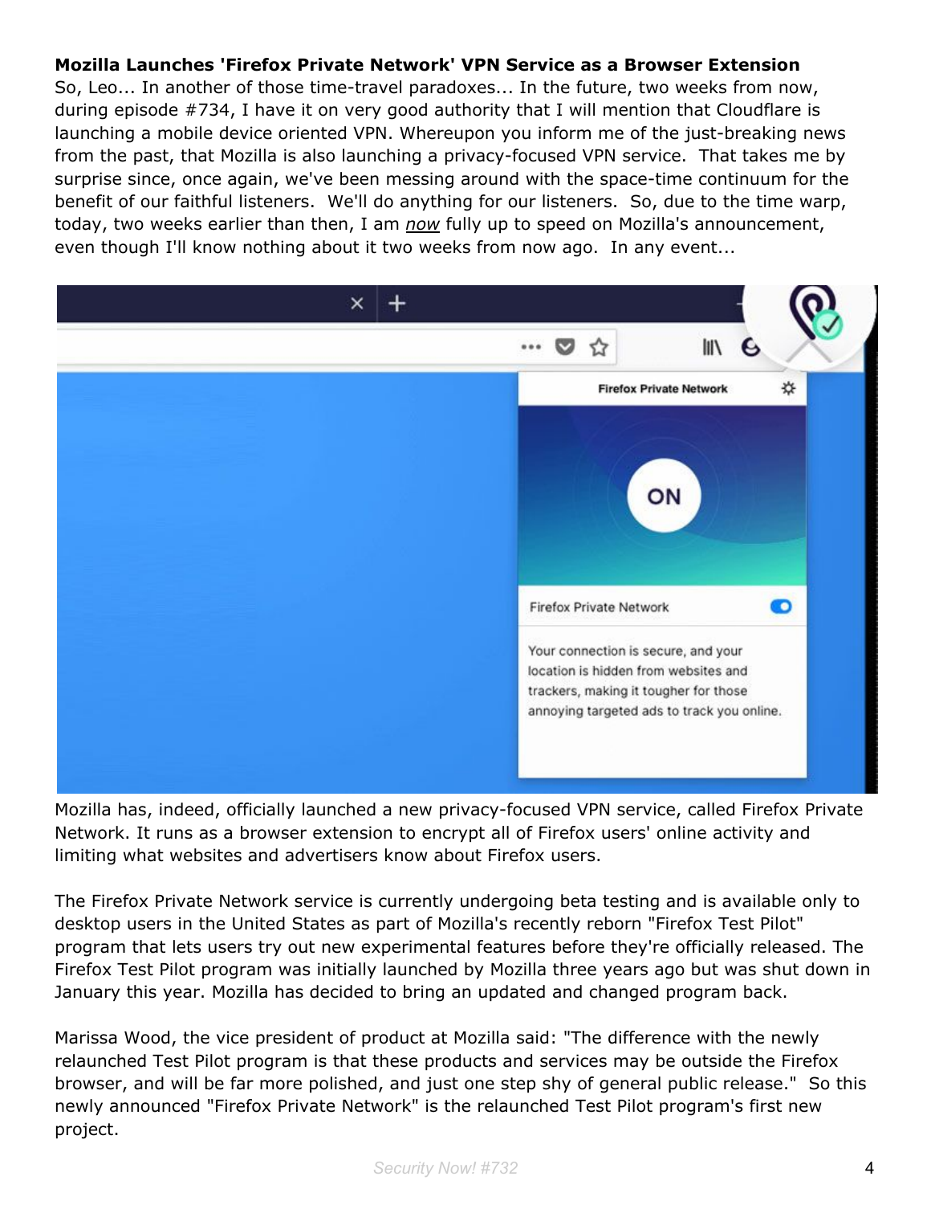**Mozilla Launches 'Firefox Private Network' VPN Service as a Browser Extension**

So, Leo... In another of those time-travel paradoxes... In the future, two weeks from now, during episode #734, I have it on very good authority that I will mention that Cloudflare is launching a mobile device oriented VPN. Whereupon you inform me of the just-breaking news from the past, that Mozilla is also launching a privacy-focused VPN service. That takes me by surprise since, once again, we've been messing around with the space-time continuum for the benefit of our faithful listeners. We'll do anything for our listeners. So, due to the time warp, today, two weeks earlier than then, I am *now* fully up to speed on Mozilla's announcement, even though I'll know nothing about it two weeks from now ago. In any event...

Mozilla has, indeed, officially launched a new privacy-focused VPN service, called Firefox Private Network. It runs as a browser extension to encrypt all of Firefox users' online activity and limiting what websites and advertisers know about Firefox users.

The Firefox Private Network service is currently undergoing beta testing and is available only to desktop users in the United States as part of Mozilla's recently reborn "Firefox Test Pilot" program that lets users try out new experimental features before they're officially released. The Firefox Test Pilot program was initially launched by Mozilla three years ago but was shut down in January this year. Mozilla has decided to bring an updated and changed program back.

Marissa Wood, the vice president of product at Mozilla said: "The difference with the newly relaunched Test Pilot program is that these products and services may be outside the Firefox browser, and will be far more polished, and just one step shy of general public release." So this newly announced "Firefox Private Network" is the relaunched Test Pilot program's first new project.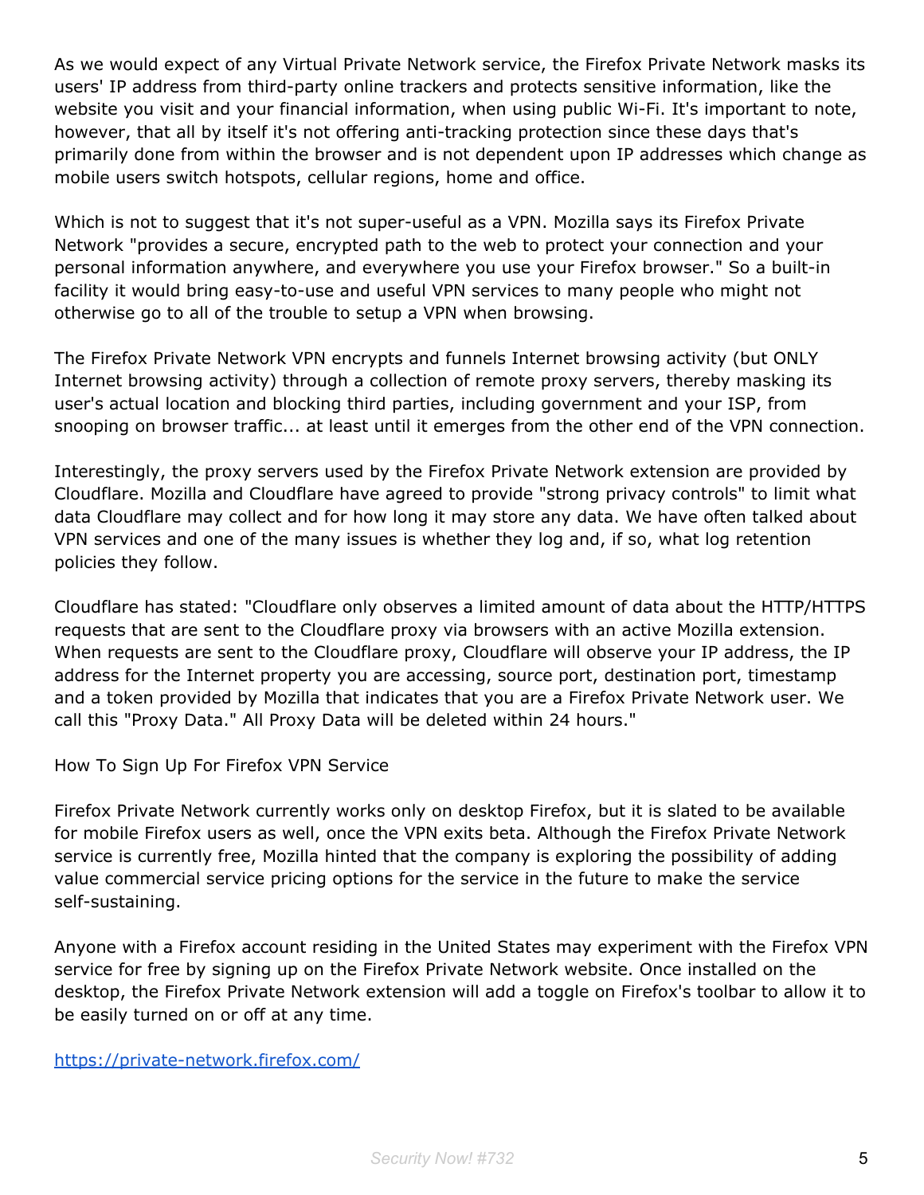As we would expect of any Virtual Private Network service, the Firefox Private Network masks its users' IP address from third-party online trackers and protects sensitive information, like the website you visit and your financial information, when using public Wi-Fi. It's important to note, however, that all by itself it's not offering anti-tracking protection since these days that's primarily done from within the browser and is not dependent upon IP addresses which change as mobile users switch hotspots, cellular regions, home and office.

Which is not to suggest that it's not super-useful as a VPN. Mozilla says its Firefox Private Network "provides a secure, encrypted path to the web to protect your connection and your personal information anywhere, and everywhere you use your Firefox browser." So a built-in facility it would bring easy-to-use and useful VPN services to many people who might not otherwise go to all of the trouble to setup a VPN when browsing.

The Firefox Private Network VPN encrypts and funnels Internet browsing activity (but ONLY Internet browsing activity) through a collection of remote proxy servers, thereby masking its user's actual location and blocking third parties, including government and your ISP, from snooping on browser traffic... at least until it emerges from the other end of the VPN connection.

Interestingly, the proxy servers used by the Firefox Private Network extension are provided by Cloudflare. Mozilla and Cloudflare have agreed to provide "strong privacy controls" to limit what data Cloudflare may collect and for how long it may store any data. We have often talked about VPN services and one of the many issues is whether they log and, if so, what log retention policies they follow.

Cloudflare has stated: "Cloudflare only observes a limited amount of data about the HTTP/HTTPS requests that are sent to the Cloudflare proxy via browsers with an active Mozilla extension. When requests are sent to the Cloudflare proxy, Cloudflare will observe your IP address, the IP address for the Internet property you are accessing, source port, destination port, timestamp and a token provided by Mozilla that indicates that you are a Firefox Private Network user. We call this "Proxy Data." All Proxy Data will be deleted within 24 hours."

How To Sign Up For Firefox VPN Service

Firefox Private Network currently works only on desktop Firefox, but it is slated to be available for mobile Firefox users as well, once the VPN exits beta. Although the Firefox Private Network service is currently free, Mozilla hinted that the company is exploring the possibility of adding value commercial service pricing options for the service in the future to make the service self-sustaining.

Anyone with a Firefox account residing in the United States may experiment with the Firefox VPN service for free by signing up on the Firefox Private Network website. Once installed on the desktop, the Firefox Private Network extension will add a toggle on Firefox's toolbar to allow it to be easily turned on or off at any time.

https://private-network.firefox.com/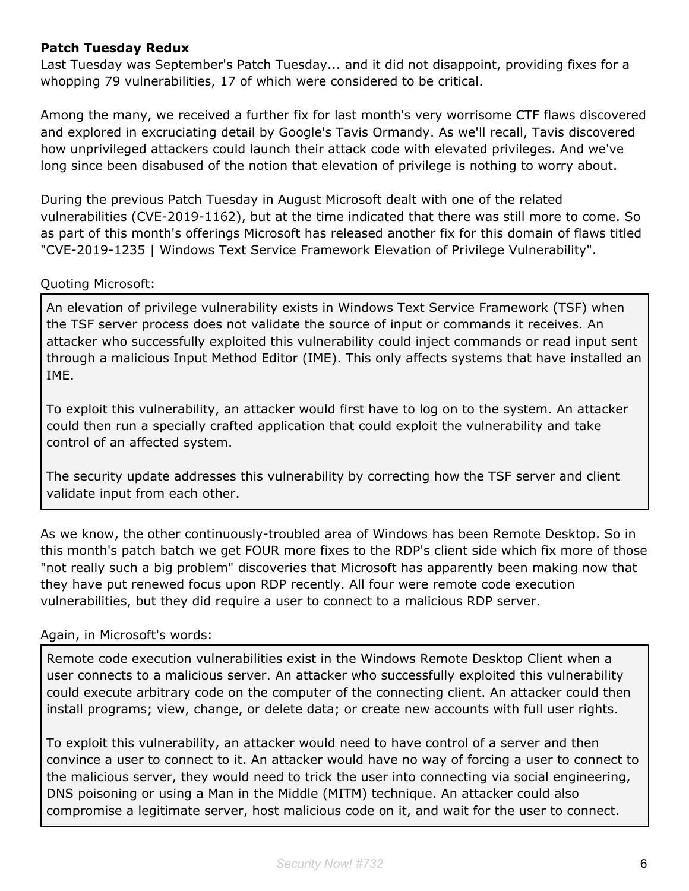**Patch Tuesday Redux**

Last Tuesday was September's Patch Tuesday... and it did not disappoint, providing fixes for a whopping 79 vulnerabilities, 17 of which were considered to be critical.

Among the many, we received a further fix for last month's very worrisome CTF flaws discovered and explored in excruciating detail by Google's Tavis Ormandy. As we'll recall, Tavis discovered how unprivileged attackers could launch their attack code with elevated privileges. And we've long since been disabused of the notion that elevation of privilege is nothing to worry about.

During the previous Patch Tuesday in August Microsoft dealt with one of the related vulnerabilities (CVE-2019-1162), but at the time indicated that there was still more to come. So as part of this month's offerings Microsoft has released another fix for this domain of flaws titled "CVE-2019-1235 | Windows Text Service Framework Elevation of Privilege Vulnerability".

Quoting Microsoft:

> An elevation of privilege vulnerability exists in Windows Text Service Framework (TSF) when the TSF server process does not validate the source of input or commands it receives. An attacker who successfully exploited this vulnerability could inject commands or read input sent through a malicious Input Method Editor (IME). This only affects systems that have installed an IME.
>
> To exploit this vulnerability, an attacker would first have to log on to the system. An attacker could then run a specially crafted application that could exploit the vulnerability and take control of an affected system.
>
> The security update addresses this vulnerability by correcting how the TSF server and client validate input from each other.

As we know, the other continuously-troubled area of Windows has been Remote Desktop. So in this month's patch batch we get FOUR more fixes to the RDP's client side which fix more of those "not really such a big problem" discoveries that Microsoft has apparently been making now that they have put renewed focus upon RDP recently. All four were remote code execution vulnerabilities, but they did require a user to connect to a malicious RDP server.

Again, in Microsoft's words:

> Remote code execution vulnerabilities exist in the Windows Remote Desktop Client when a user connects to a malicious server. An attacker who successfully exploited this vulnerability could execute arbitrary code on the computer of the connecting client. An attacker could then install programs; view, change, or delete data; or create new accounts with full user rights.
>
> To exploit this vulnerability, an attacker would need to have control of a server and then convince a user to connect to it. An attacker would have no way of forcing a user to connect to the malicious server, they would need to trick the user into connecting via social engineering, DNS poisoning or using a Man in the Middle (MITM) technique. An attacker could also compromise a legitimate server, host malicious code on it, and wait for the user to connect.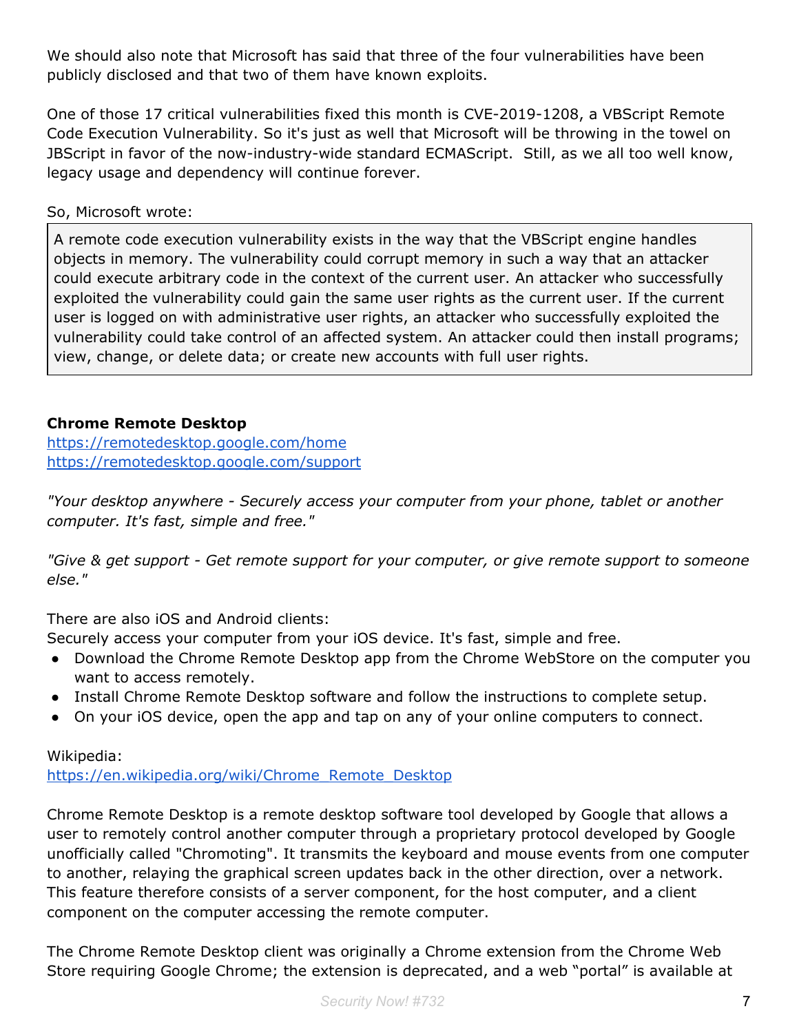We should also note that Microsoft has said that three of the four vulnerabilities have been publicly disclosed and that two of them have known exploits.

One of those 17 critical vulnerabilities fixed this month is CVE-2019-1208, a VBScript Remote Code Execution Vulnerability. So it's just as well that Microsoft will be throwing in the towel on JBScript in favor of the now-industry-wide standard ECMAScript. Still, as we all too well know, legacy usage and dependency will continue forever.

So, Microsoft wrote:

> A remote code execution vulnerability exists in the way that the VBScript engine handles objects in memory. The vulnerability could corrupt memory in such a way that an attacker could execute arbitrary code in the context of the current user. An attacker who successfully exploited the vulnerability could gain the same user rights as the current user. If the current user is logged on with administrative user rights, an attacker who successfully exploited the vulnerability could take control of an affected system. An attacker could then install programs; view, change, or delete data; or create new accounts with full user rights.

**Chrome Remote Desktop**
https://remotedesktop.google.com/home
https://remotedesktop.google.com/support

*"Your desktop anywhere - Securely access your computer from your phone, tablet or another computer. It's fast, simple and free."*

*"Give & get support - Get remote support for your computer, or give remote support to someone else."*

There are also iOS and Android clients:
Securely access your computer from your iOS device. It's fast, simple and free.

- Download the Chrome Remote Desktop app from the Chrome WebStore on the computer you want to access remotely.
- Install Chrome Remote Desktop software and follow the instructions to complete setup.
- On your iOS device, open the app and tap on any of your online computers to connect.

Wikipedia:
https://en.wikipedia.org/wiki/Chrome_Remote_Desktop

Chrome Remote Desktop is a remote desktop software tool developed by Google that allows a user to remotely control another computer through a proprietary protocol developed by Google unofficially called "Chromoting". It transmits the keyboard and mouse events from one computer to another, relaying the graphical screen updates back in the other direction, over a network. This feature therefore consists of a server component, for the host computer, and a client component on the computer accessing the remote computer.

The Chrome Remote Desktop client was originally a Chrome extension from the Chrome Web Store requiring Google Chrome; the extension is deprecated, and a web "portal" is available at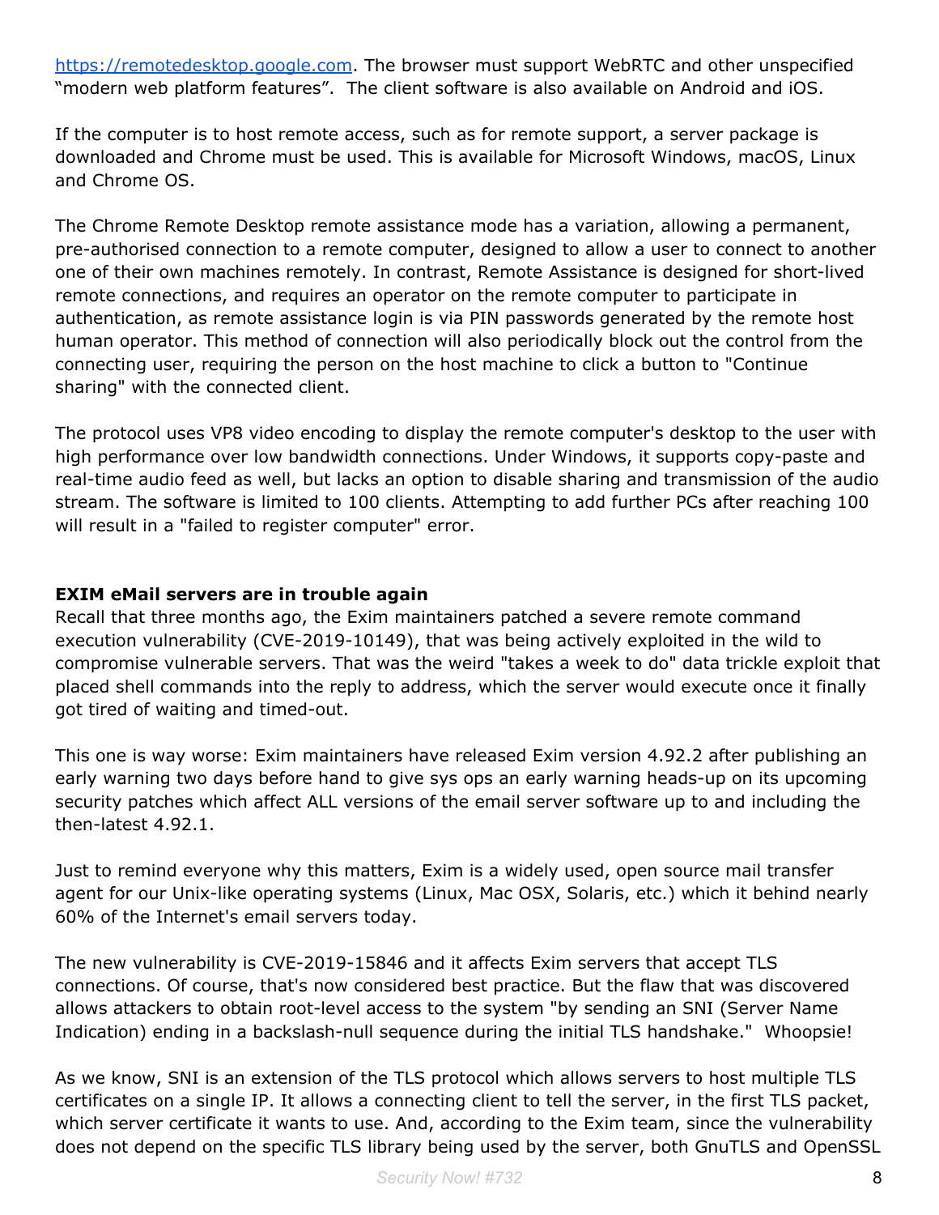https://remotedesktop.google.com. The browser must support WebRTC and other unspecified "modern web platform features". The client software is also available on Android and iOS.

If the computer is to host remote access, such as for remote support, a server package is downloaded and Chrome must be used. This is available for Microsoft Windows, macOS, Linux and Chrome OS.

The Chrome Remote Desktop remote assistance mode has a variation, allowing a permanent, pre-authorised connection to a remote computer, designed to allow a user to connect to another one of their own machines remotely. In contrast, Remote Assistance is designed for short-lived remote connections, and requires an operator on the remote computer to participate in authentication, as remote assistance login is via PIN passwords generated by the remote host human operator. This method of connection will also periodically block out the control from the connecting user, requiring the person on the host machine to click a button to "Continue sharing" with the connected client.

The protocol uses VP8 video encoding to display the remote computer's desktop to the user with high performance over low bandwidth connections. Under Windows, it supports copy-paste and real-time audio feed as well, but lacks an option to disable sharing and transmission of the audio stream. The software is limited to 100 clients. Attempting to add further PCs after reaching 100 will result in a "failed to register computer" error.

**EXIM eMail servers are in trouble again**

Recall that three months ago, the Exim maintainers patched a severe remote command execution vulnerability (CVE-2019-10149), that was being actively exploited in the wild to compromise vulnerable servers. That was the weird "takes a week to do" data trickle exploit that placed shell commands into the reply to address, which the server would execute once it finally got tired of waiting and timed-out.

This one is way worse: Exim maintainers have released Exim version 4.92.2 after publishing an early warning two days before hand to give sys ops an early warning heads-up on its upcoming security patches which affect ALL versions of the email server software up to and including the then-latest 4.92.1.

Just to remind everyone why this matters, Exim is a widely used, open source mail transfer agent for our Unix-like operating systems (Linux, Mac OSX, Solaris, etc.) which it behind nearly 60% of the Internet's email servers today.

The new vulnerability is CVE-2019-15846 and it affects Exim servers that accept TLS connections. Of course, that's now considered best practice. But the flaw that was discovered allows attackers to obtain root-level access to the system "by sending an SNI (Server Name Indication) ending in a backslash-null sequence during the initial TLS handshake." Whoopsie!

As we know, SNI is an extension of the TLS protocol which allows servers to host multiple TLS certificates on a single IP. It allows a connecting client to tell the server, in the first TLS packet, which server certificate it wants to use. And, according to the Exim team, since the vulnerability does not depend on the specific TLS library being used by the server, both GnuTLS and OpenSSL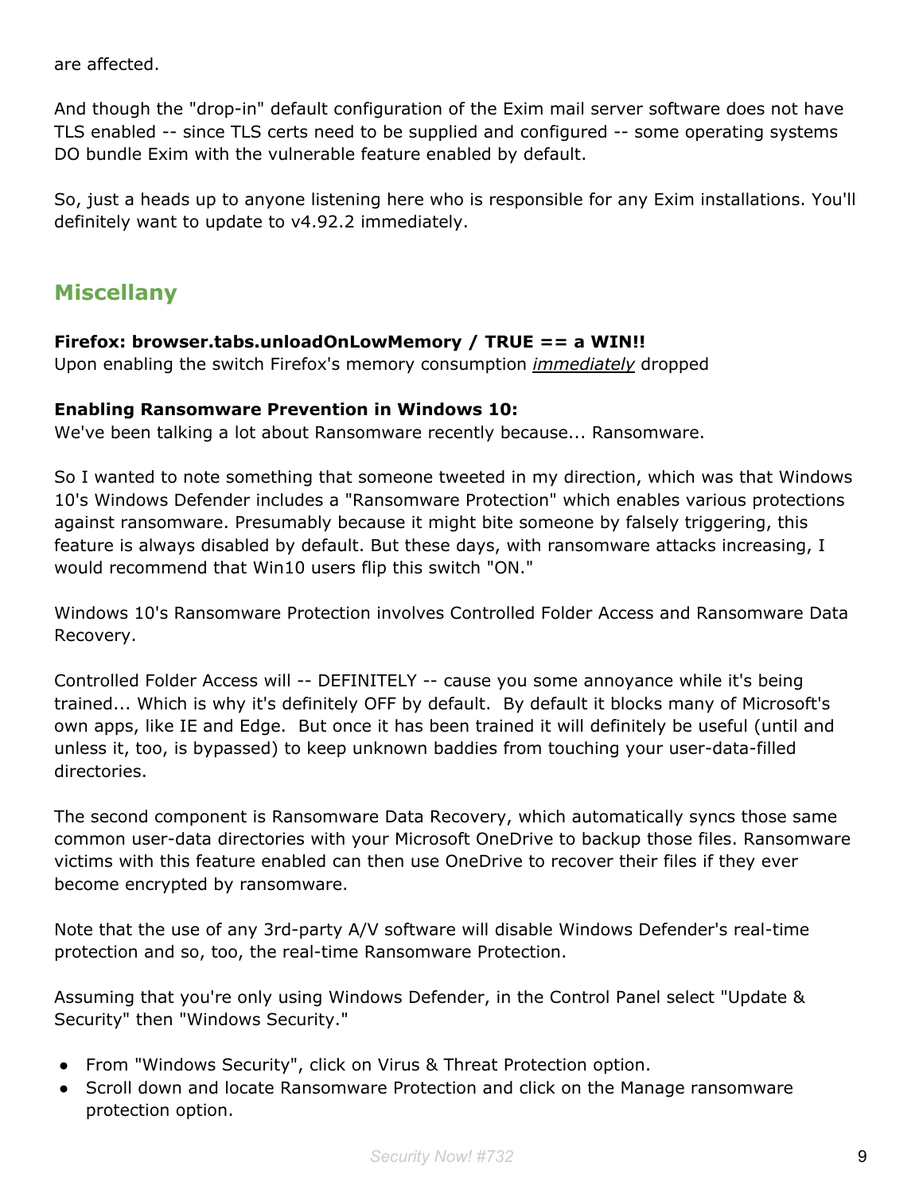are affected.

And though the "drop-in" default configuration of the Exim mail server software does not have TLS enabled -- since TLS certs need to be supplied and configured -- some operating systems DO bundle Exim with the vulnerable feature enabled by default.

So, just a heads up to anyone listening here who is responsible for any Exim installations. You'll definitely want to update to v4.92.2 immediately.

## Miscellany

**Firefox: browser.tabs.unloadOnLowMemory / TRUE == a WIN!!**
Upon enabling the switch Firefox's memory consumption *immediately* dropped

**Enabling Ransomware Prevention in Windows 10:**
We've been talking a lot about Ransomware recently because... Ransomware.

So I wanted to note something that someone tweeted in my direction, which was that Windows 10's Windows Defender includes a "Ransomware Protection" which enables various protections against ransomware. Presumably because it might bite someone by falsely triggering, this feature is always disabled by default. But these days, with ransomware attacks increasing, I would recommend that Win10 users flip this switch "ON."

Windows 10's Ransomware Protection involves Controlled Folder Access and Ransomware Data Recovery.

Controlled Folder Access will -- DEFINITELY -- cause you some annoyance while it's being trained... Which is why it's definitely OFF by default. By default it blocks many of Microsoft's own apps, like IE and Edge. But once it has been trained it will definitely be useful (until and unless it, too, is bypassed) to keep unknown baddies from touching your user-data-filled directories.

The second component is Ransomware Data Recovery, which automatically syncs those same common user-data directories with your Microsoft OneDrive to backup those files. Ransomware victims with this feature enabled can then use OneDrive to recover their files if they ever become encrypted by ransomware.

Note that the use of any 3rd-party A/V software will disable Windows Defender's real-time protection and so, too, the real-time Ransomware Protection.

Assuming that you're only using Windows Defender, in the Control Panel select "Update & Security" then "Windows Security."

- From "Windows Security", click on Virus & Threat Protection option.
- Scroll down and locate Ransomware Protection and click on the Manage ransomware protection option.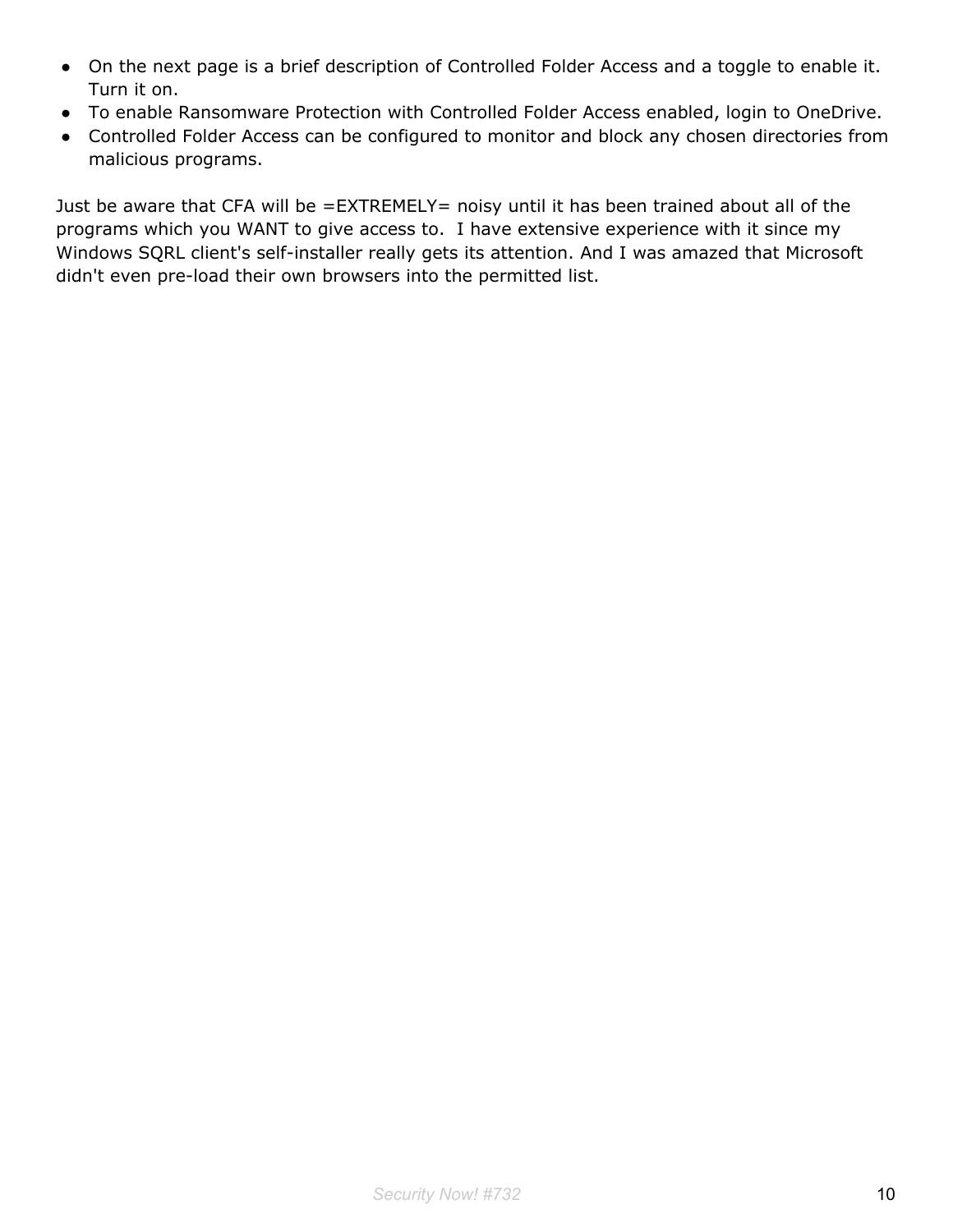- On the next page is a brief description of Controlled Folder Access and a toggle to enable it. Turn it on.
- To enable Ransomware Protection with Controlled Folder Access enabled, login to OneDrive.
- Controlled Folder Access can be configured to monitor and block any chosen directories from malicious programs.

Just be aware that CFA will be =EXTREMELY= noisy until it has been trained about all of the programs which you WANT to give access to. I have extensive experience with it since my Windows SQRL client's self-installer really gets its attention. And I was amazed that Microsoft didn't even pre-load their own browsers into the permitted list.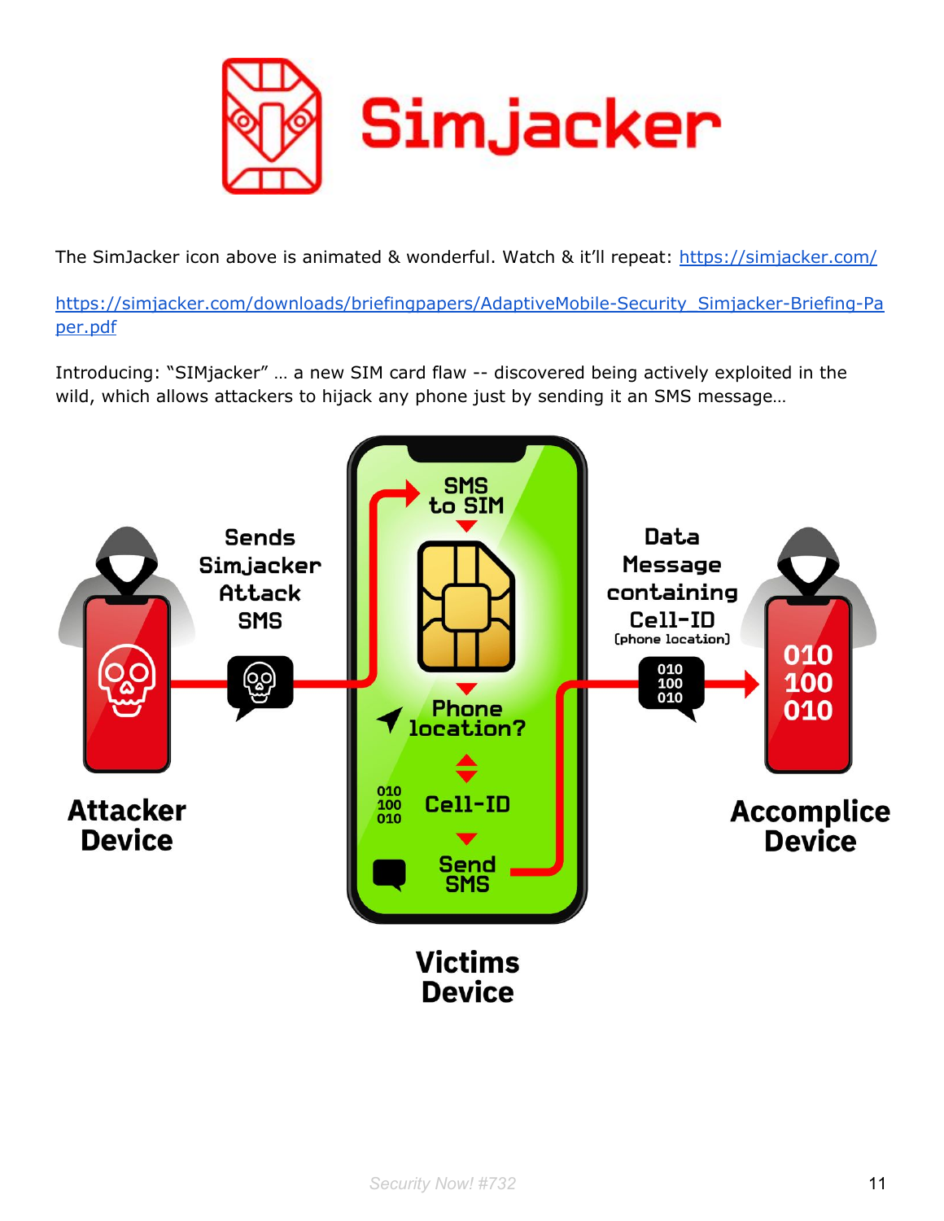The SimJacker icon above is animated & wonderful. Watch & it'll repeat: https://simjacker.com/

https://simjacker.com/downloads/briefingpapers/AdaptiveMobile-Security_Simjacker-Briefing-Paper.pdf

Introducing: "SIMjacker" … a new SIM card flaw -- discovered being actively exploited in the wild, which allows attackers to hijack any phone just by sending it an SMS message…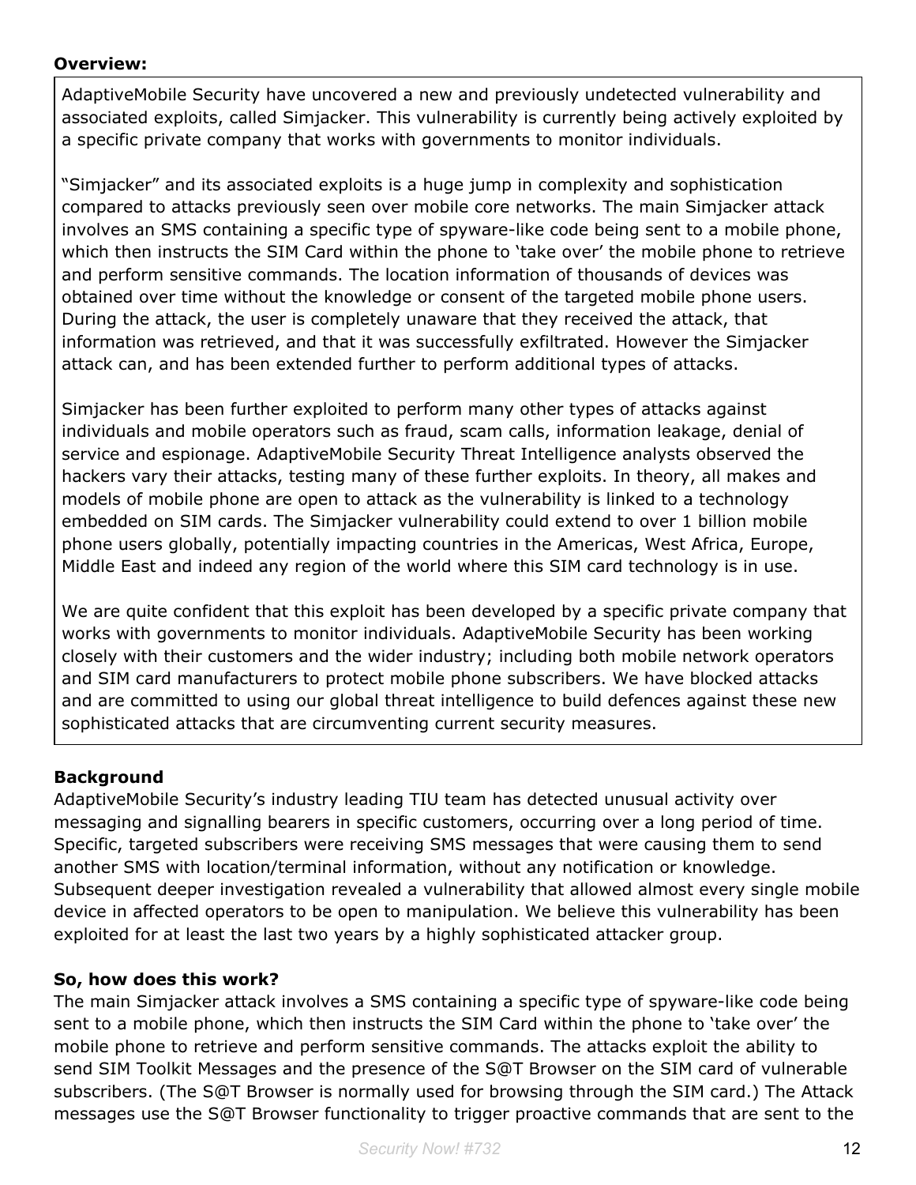**Overview:**

AdaptiveMobile Security have uncovered a new and previously undetected vulnerability and associated exploits, called Simjacker. This vulnerability is currently being actively exploited by a specific private company that works with governments to monitor individuals.

"Simjacker" and its associated exploits is a huge jump in complexity and sophistication compared to attacks previously seen over mobile core networks. The main Simjacker attack involves an SMS containing a specific type of spyware-like code being sent to a mobile phone, which then instructs the SIM Card within the phone to 'take over' the mobile phone to retrieve and perform sensitive commands. The location information of thousands of devices was obtained over time without the knowledge or consent of the targeted mobile phone users. During the attack, the user is completely unaware that they received the attack, that information was retrieved, and that it was successfully exfiltrated. However the Simjacker attack can, and has been extended further to perform additional types of attacks.

Simjacker has been further exploited to perform many other types of attacks against individuals and mobile operators such as fraud, scam calls, information leakage, denial of service and espionage. AdaptiveMobile Security Threat Intelligence analysts observed the hackers vary their attacks, testing many of these further exploits. In theory, all makes and models of mobile phone are open to attack as the vulnerability is linked to a technology embedded on SIM cards. The Simjacker vulnerability could extend to over 1 billion mobile phone users globally, potentially impacting countries in the Americas, West Africa, Europe, Middle East and indeed any region of the world where this SIM card technology is in use.

We are quite confident that this exploit has been developed by a specific private company that works with governments to monitor individuals. AdaptiveMobile Security has been working closely with their customers and the wider industry; including both mobile network operators and SIM card manufacturers to protect mobile phone subscribers. We have blocked attacks and are committed to using our global threat intelligence to build defences against these new sophisticated attacks that are circumventing current security measures.

**Background**

AdaptiveMobile Security's industry leading TIU team has detected unusual activity over messaging and signalling bearers in specific customers, occurring over a long period of time. Specific, targeted subscribers were receiving SMS messages that were causing them to send another SMS with location/terminal information, without any notification or knowledge. Subsequent deeper investigation revealed a vulnerability that allowed almost every single mobile device in affected operators to be open to manipulation. We believe this vulnerability has been exploited for at least the last two years by a highly sophisticated attacker group.

**So, how does this work?**

The main Simjacker attack involves a SMS containing a specific type of spyware-like code being sent to a mobile phone, which then instructs the SIM Card within the phone to 'take over' the mobile phone to retrieve and perform sensitive commands. The attacks exploit the ability to send SIM Toolkit Messages and the presence of the S@T Browser on the SIM card of vulnerable subscribers. (The S@T Browser is normally used for browsing through the SIM card.) The Attack messages use the S@T Browser functionality to trigger proactive commands that are sent to the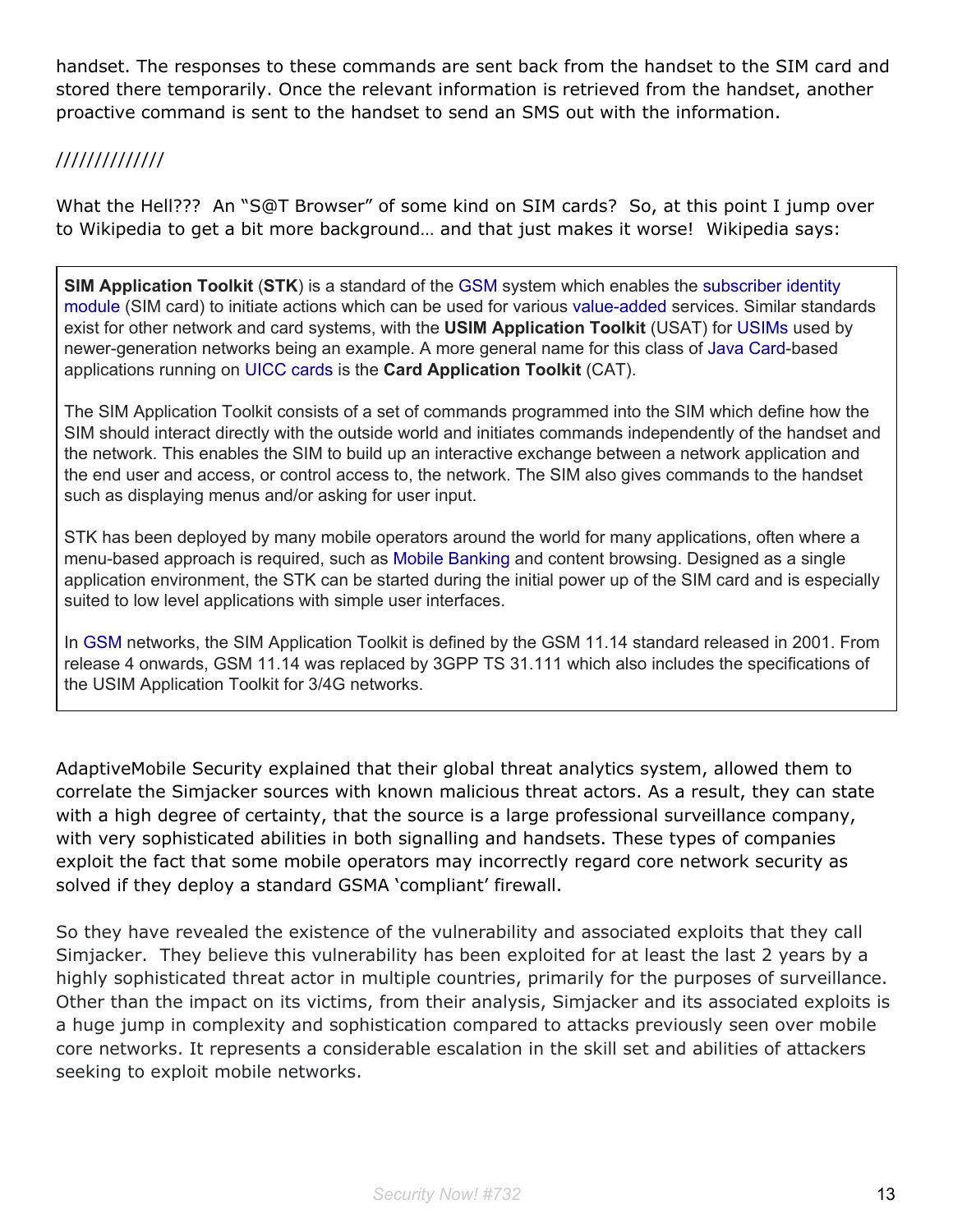handset. The responses to these commands are sent back from the handset to the SIM card and stored there temporarily. Once the relevant information is retrieved from the handset, another proactive command is sent to the handset to send an SMS out with the information.

//////////////

What the Hell??? An "S@T Browser" of some kind on SIM cards? So, at this point I jump over to Wikipedia to get a bit more background… and that just makes it worse! Wikipedia says:

> **SIM Application Toolkit** (**STK**) is a standard of the GSM system which enables the subscriber identity module (SIM card) to initiate actions which can be used for various value-added services. Similar standards exist for other network and card systems, with the **USIM Application Toolkit** (USAT) for USIMs used by newer-generation networks being an example. A more general name for this class of Java Card-based applications running on UICC cards is the **Card Application Toolkit** (CAT).
>
> The SIM Application Toolkit consists of a set of commands programmed into the SIM which define how the SIM should interact directly with the outside world and initiates commands independently of the handset and the network. This enables the SIM to build up an interactive exchange between a network application and the end user and access, or control access to, the network. The SIM also gives commands to the handset such as displaying menus and/or asking for user input.
>
> STK has been deployed by many mobile operators around the world for many applications, often where a menu-based approach is required, such as Mobile Banking and content browsing. Designed as a single application environment, the STK can be started during the initial power up of the SIM card and is especially suited to low level applications with simple user interfaces.
>
> In GSM networks, the SIM Application Toolkit is defined by the GSM 11.14 standard released in 2001. From release 4 onwards, GSM 11.14 was replaced by 3GPP TS 31.111 which also includes the specifications of the USIM Application Toolkit for 3/4G networks.

AdaptiveMobile Security explained that their global threat analytics system, allowed them to correlate the Simjacker sources with known malicious threat actors. As a result, they can state with a high degree of certainty, that the source is a large professional surveillance company, with very sophisticated abilities in both signalling and handsets. These types of companies exploit the fact that some mobile operators may incorrectly regard core network security as solved if they deploy a standard GSMA 'compliant' firewall.

So they have revealed the existence of the vulnerability and associated exploits that they call Simjacker. They believe this vulnerability has been exploited for at least the last 2 years by a highly sophisticated threat actor in multiple countries, primarily for the purposes of surveillance. Other than the impact on its victims, from their analysis, Simjacker and its associated exploits is a huge jump in complexity and sophistication compared to attacks previously seen over mobile core networks. It represents a considerable escalation in the skill set and abilities of attackers seeking to exploit mobile networks.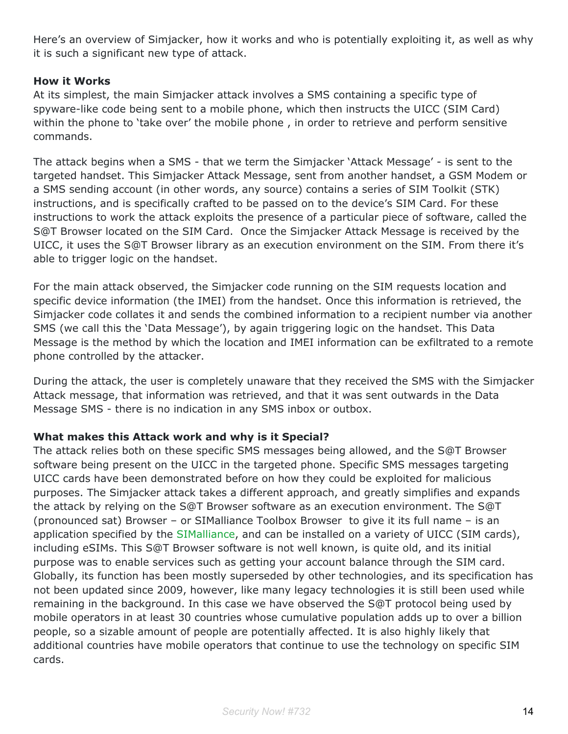Here's an overview of Simjacker, how it works and who is potentially exploiting it, as well as why it is such a significant new type of attack.

**How it Works**

At its simplest, the main Simjacker attack involves a SMS containing a specific type of spyware-like code being sent to a mobile phone, which then instructs the UICC (SIM Card) within the phone to 'take over' the mobile phone , in order to retrieve and perform sensitive commands.

The attack begins when a SMS - that we term the Simjacker 'Attack Message' - is sent to the targeted handset. This Simjacker Attack Message, sent from another handset, a GSM Modem or a SMS sending account (in other words, any source) contains a series of SIM Toolkit (STK) instructions, and is specifically crafted to be passed on to the device's SIM Card. For these instructions to work the attack exploits the presence of a particular piece of software, called the S@T Browser located on the SIM Card. Once the Simjacker Attack Message is received by the UICC, it uses the S@T Browser library as an execution environment on the SIM. From there it's able to trigger logic on the handset.

For the main attack observed, the Simjacker code running on the SIM requests location and specific device information (the IMEI) from the handset. Once this information is retrieved, the Simjacker code collates it and sends the combined information to a recipient number via another SMS (we call this the 'Data Message'), by again triggering logic on the handset. This Data Message is the method by which the location and IMEI information can be exfiltrated to a remote phone controlled by the attacker.

During the attack, the user is completely unaware that they received the SMS with the Simjacker Attack message, that information was retrieved, and that it was sent outwards in the Data Message SMS - there is no indication in any SMS inbox or outbox.

**What makes this Attack work and why is it Special?**

The attack relies both on these specific SMS messages being allowed, and the S@T Browser software being present on the UICC in the targeted phone. Specific SMS messages targeting UICC cards have been demonstrated before on how they could be exploited for malicious purposes. The Simjacker attack takes a different approach, and greatly simplifies and expands the attack by relying on the S@T Browser software as an execution environment. The S@T (pronounced sat) Browser – or SIMalliance Toolbox Browser to give it its full name – is an application specified by the SIMalliance, and can be installed on a variety of UICC (SIM cards), including eSIMs. This S@T Browser software is not well known, is quite old, and its initial purpose was to enable services such as getting your account balance through the SIM card. Globally, its function has been mostly superseded by other technologies, and its specification has not been updated since 2009, however, like many legacy technologies it is still been used while remaining in the background. In this case we have observed the S@T protocol being used by mobile operators in at least 30 countries whose cumulative population adds up to over a billion people, so a sizable amount of people are potentially affected. It is also highly likely that additional countries have mobile operators that continue to use the technology on specific SIM cards.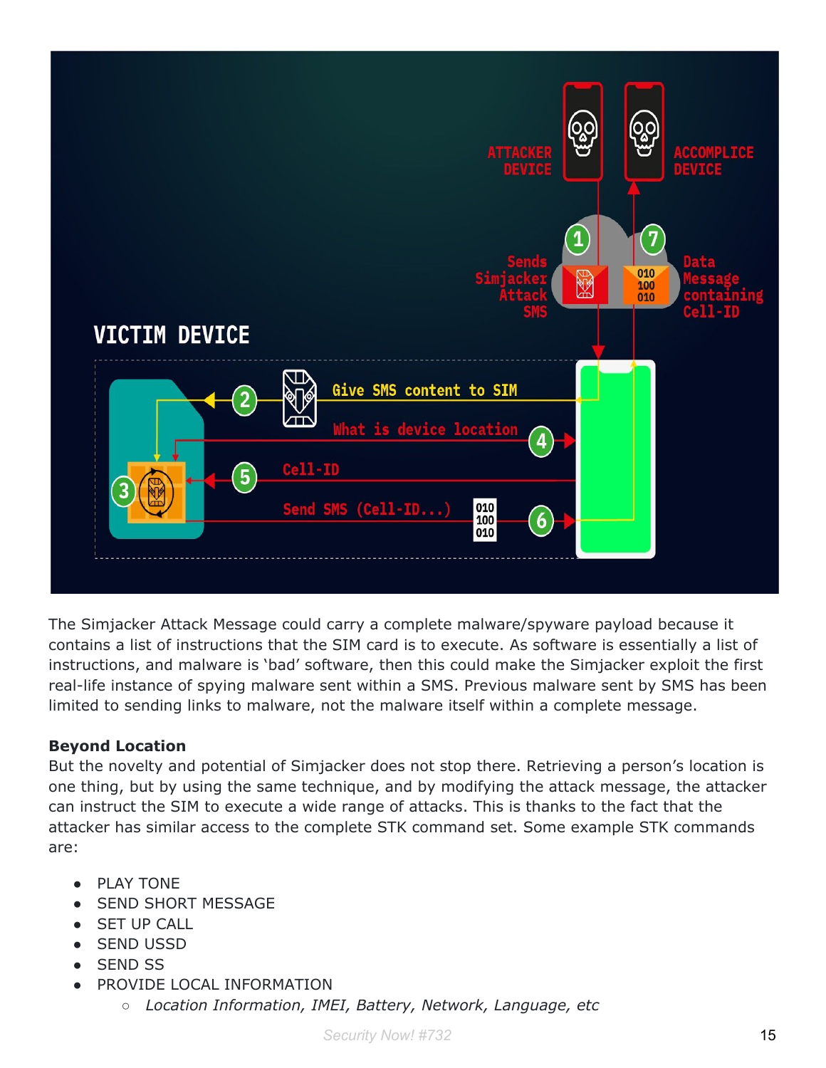The Simjacker Attack Message could carry a complete malware/spyware payload because it contains a list of instructions that the SIM card is to execute. As software is essentially a list of instructions, and malware is 'bad' software, then this could make the Simjacker exploit the first real-life instance of spying malware sent within a SMS. Previous malware sent by SMS has been limited to sending links to malware, not the malware itself within a complete message.

**Beyond Location**

But the novelty and potential of Simjacker does not stop there. Retrieving a person's location is one thing, but by using the same technique, and by modifying the attack message, the attacker can instruct the SIM to execute a wide range of attacks. This is thanks to the fact that the attacker has similar access to the complete STK command set. Some example STK commands are:

- PLAY TONE
- SEND SHORT MESSAGE
- SET UP CALL
- SEND USSD
- SEND SS
- PROVIDE LOCAL INFORMATION
    - *Location Information, IMEI, Battery, Network, Language, etc*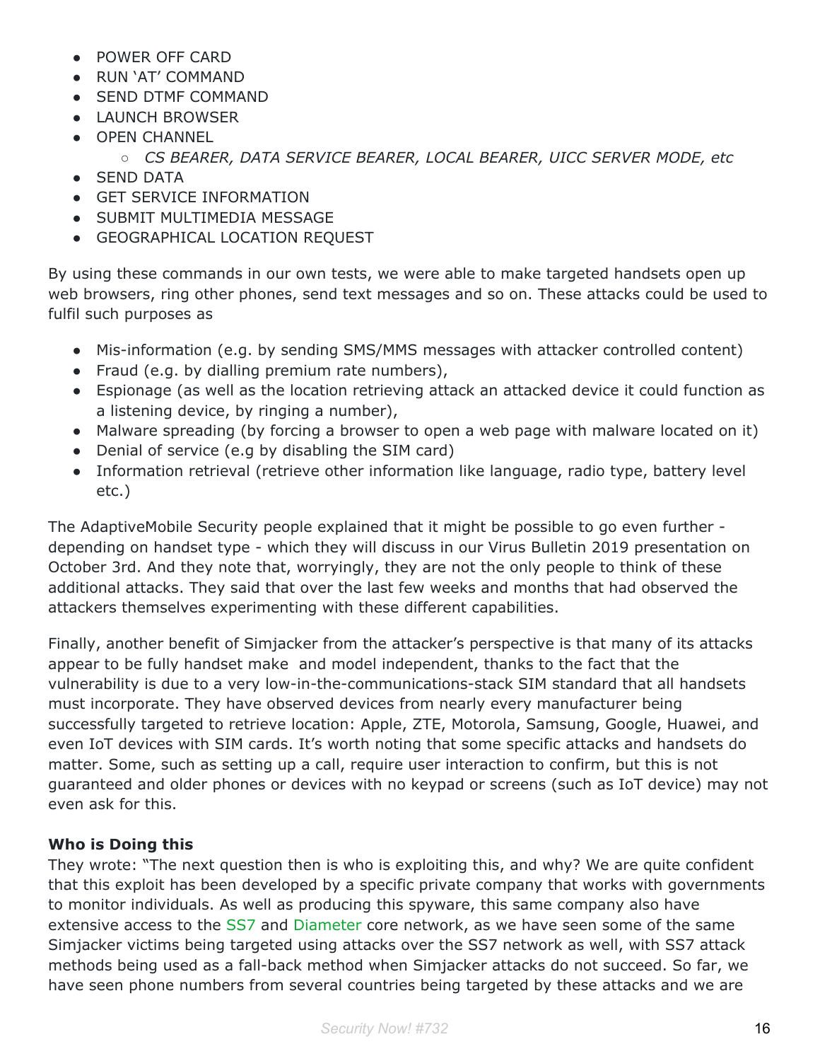- POWER OFF CARD
- RUN 'AT' COMMAND
- SEND DTMF COMMAND
- LAUNCH BROWSER
- OPEN CHANNEL
    - *CS BEARER, DATA SERVICE BEARER, LOCAL BEARER, UICC SERVER MODE, etc*
- SEND DATA
- GET SERVICE INFORMATION
- SUBMIT MULTIMEDIA MESSAGE
- GEOGRAPHICAL LOCATION REQUEST

By using these commands in our own tests, we were able to make targeted handsets open up web browsers, ring other phones, send text messages and so on. These attacks could be used to fulfil such purposes as

- Mis-information (e.g. by sending SMS/MMS messages with attacker controlled content)
- Fraud (e.g. by dialling premium rate numbers),
- Espionage (as well as the location retrieving attack an attacked device it could function as a listening device, by ringing a number),
- Malware spreading (by forcing a browser to open a web page with malware located on it)
- Denial of service (e.g by disabling the SIM card)
- Information retrieval (retrieve other information like language, radio type, battery level etc.)

The AdaptiveMobile Security people explained that it might be possible to go even further - depending on handset type - which they will discuss in our Virus Bulletin 2019 presentation on October 3rd. And they note that, worryingly, they are not the only people to think of these additional attacks. They said that over the last few weeks and months that had observed the attackers themselves experimenting with these different capabilities.

Finally, another benefit of Simjacker from the attacker's perspective is that many of its attacks appear to be fully handset make and model independent, thanks to the fact that the vulnerability is due to a very low-in-the-communications-stack SIM standard that all handsets must incorporate. They have observed devices from nearly every manufacturer being successfully targeted to retrieve location: Apple, ZTE, Motorola, Samsung, Google, Huawei, and even IoT devices with SIM cards. It's worth noting that some specific attacks and handsets do matter. Some, such as setting up a call, require user interaction to confirm, but this is not guaranteed and older phones or devices with no keypad or screens (such as IoT device) may not even ask for this.

**Who is Doing this**

They wrote: "The next question then is who is exploiting this, and why? We are quite confident that this exploit has been developed by a specific private company that works with governments to monitor individuals. As well as producing this spyware, this same company also have extensive access to the SS7 and Diameter core network, as we have seen some of the same Simjacker victims being targeted using attacks over the SS7 network as well, with SS7 attack methods being used as a fall-back method when Simjacker attacks do not succeed. So far, we have seen phone numbers from several countries being targeted by these attacks and we are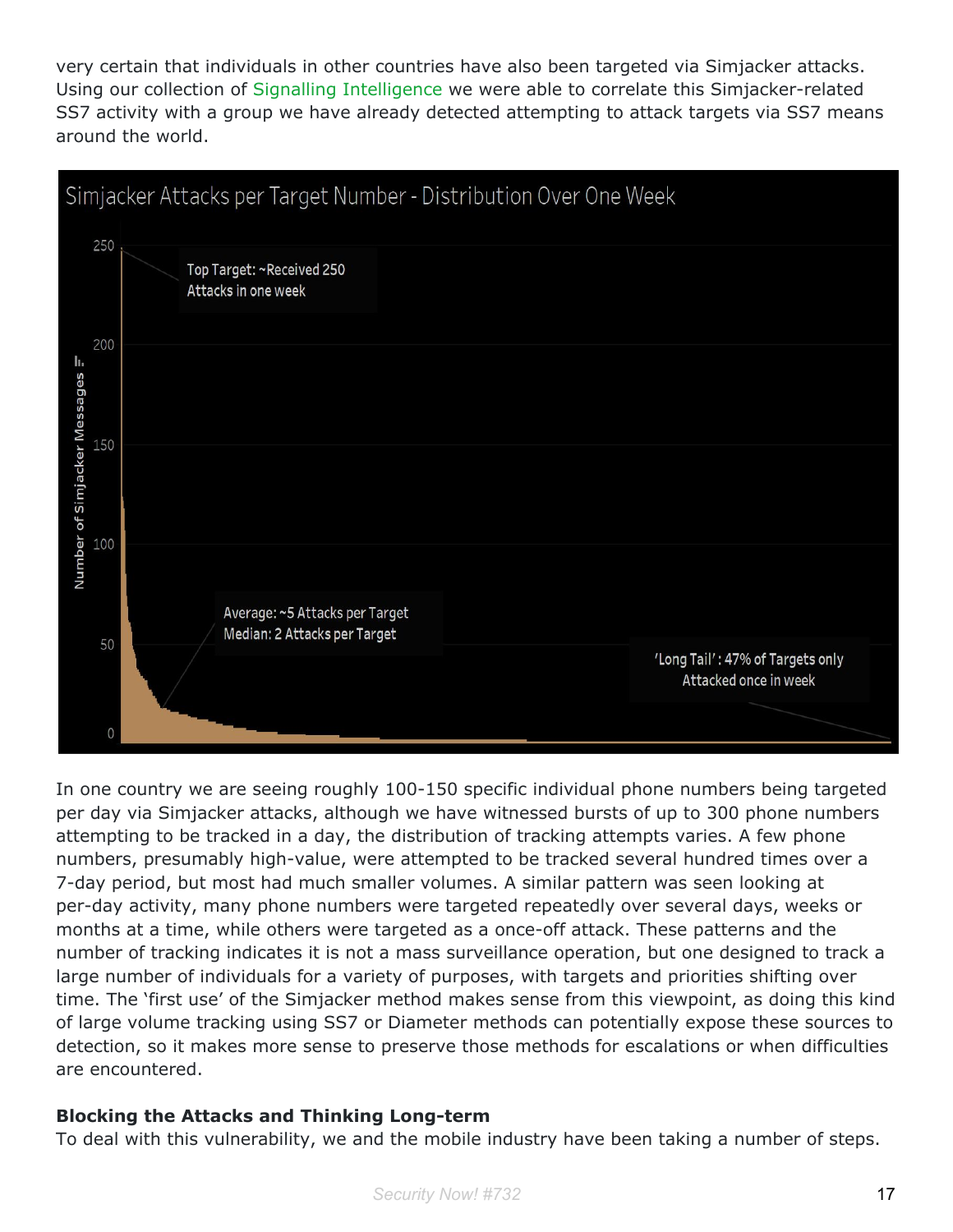very certain that individuals in other countries have also been targeted via Simjacker attacks. Using our collection of Signalling Intelligence we were able to correlate this Simjacker-related SS7 activity with a group we have already detected attempting to attack targets via SS7 means around the world.

In one country we are seeing roughly 100-150 specific individual phone numbers being targeted per day via Simjacker attacks, although we have witnessed bursts of up to 300 phone numbers attempting to be tracked in a day, the distribution of tracking attempts varies. A few phone numbers, presumably high-value, were attempted to be tracked several hundred times over a 7-day period, but most had much smaller volumes. A similar pattern was seen looking at per-day activity, many phone numbers were targeted repeatedly over several days, weeks or months at a time, while others were targeted as a once-off attack. These patterns and the number of tracking indicates it is not a mass surveillance operation, but one designed to track a large number of individuals for a variety of purposes, with targets and priorities shifting over time. The 'first use' of the Simjacker method makes sense from this viewpoint, as doing this kind of large volume tracking using SS7 or Diameter methods can potentially expose these sources to detection, so it makes more sense to preserve those methods for escalations or when difficulties are encountered.

**Blocking the Attacks and Thinking Long-term**

To deal with this vulnerability, we and the mobile industry have been taking a number of steps.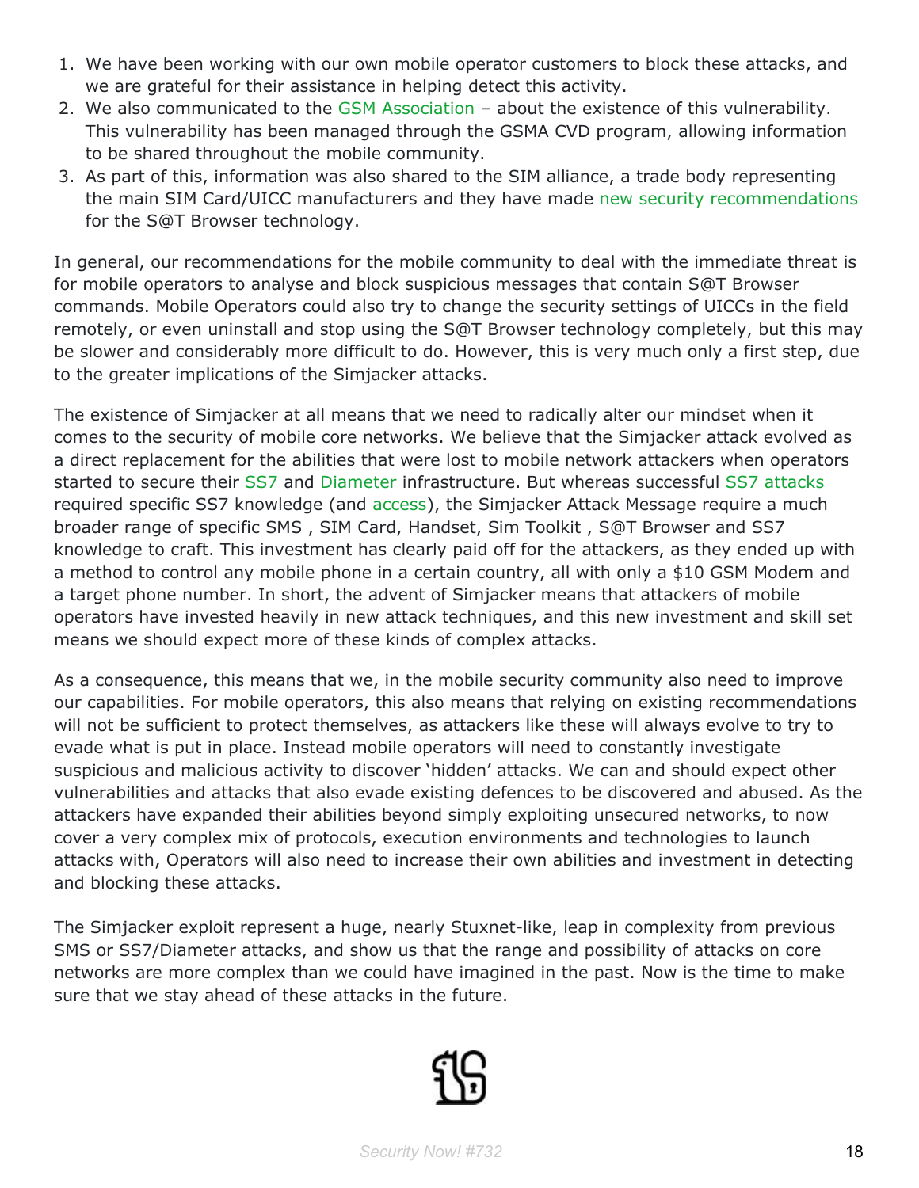1. We have been working with our own mobile operator customers to block these attacks, and we are grateful for their assistance in helping detect this activity.
2. We also communicated to the GSM Association – about the existence of this vulnerability. This vulnerability has been managed through the GSMA CVD program, allowing information to be shared throughout the mobile community.
3. As part of this, information was also shared to the SIM alliance, a trade body representing the main SIM Card/UICC manufacturers and they have made new security recommendations for the S@T Browser technology.

In general, our recommendations for the mobile community to deal with the immediate threat is for mobile operators to analyse and block suspicious messages that contain S@T Browser commands. Mobile Operators could also try to change the security settings of UICCs in the field remotely, or even uninstall and stop using the S@T Browser technology completely, but this may be slower and considerably more difficult to do. However, this is very much only a first step, due to the greater implications of the Simjacker attacks.

The existence of Simjacker at all means that we need to radically alter our mindset when it comes to the security of mobile core networks. We believe that the Simjacker attack evolved as a direct replacement for the abilities that were lost to mobile network attackers when operators started to secure their SS7 and Diameter infrastructure. But whereas successful SS7 attacks required specific SS7 knowledge (and access), the Simjacker Attack Message require a much broader range of specific SMS , SIM Card, Handset, Sim Toolkit , S@T Browser and SS7 knowledge to craft. This investment has clearly paid off for the attackers, as they ended up with a method to control any mobile phone in a certain country, all with only a $10 GSM Modem and a target phone number. In short, the advent of Simjacker means that attackers of mobile operators have invested heavily in new attack techniques, and this new investment and skill set means we should expect more of these kinds of complex attacks.

As a consequence, this means that we, in the mobile security community also need to improve our capabilities. For mobile operators, this also means that relying on existing recommendations will not be sufficient to protect themselves, as attackers like these will always evolve to try to evade what is put in place. Instead mobile operators will need to constantly investigate suspicious and malicious activity to discover 'hidden' attacks. We can and should expect other vulnerabilities and attacks that also evade existing defences to be discovered and abused. As the attackers have expanded their abilities beyond simply exploiting unsecured networks, to now cover a very complex mix of protocols, execution environments and technologies to launch attacks with, Operators will also need to increase their own abilities and investment in detecting and blocking these attacks.

The Simjacker exploit represent a huge, nearly Stuxnet-like, leap in complexity from previous SMS or SS7/Diameter attacks, and show us that the range and possibility of attacks on core networks are more complex than we could have imagined in the past. Now is the time to make sure that we stay ahead of these attacks in the future.